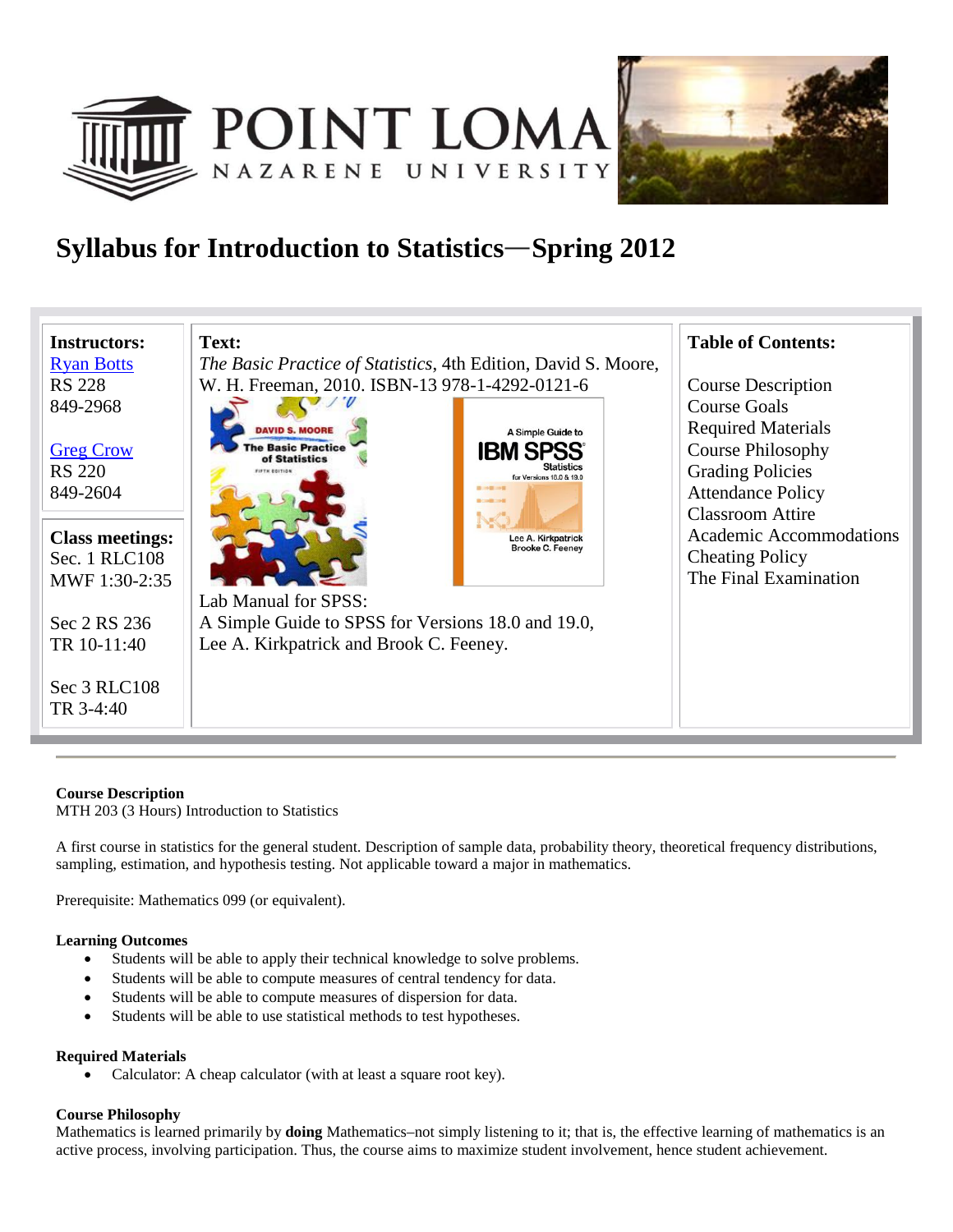# Syllabus for Introduction to Statistics—Spring 2012

| **Instructors:** | **Text:** | **Table of Contents:** |
| --- | --- | --- |
| Ryan Botts<br>RS 228<br>849-2968<br><br>Greg Crow<br>RS 220<br>849-2604 | *The Basic Practice of Statistics*, 4th Edition, David S. Moore, W. H. Freeman, 2010. ISBN-13 978-1-4292-0121-6<br><br>Lab Manual for SPSS:<br>A Simple Guide to SPSS for Versions 18.0 and 19.0, Lee A. Kirkpatrick and Brook C. Feeney. | Course Description<br>Course Goals<br>Required Materials<br>Course Philosophy<br>Grading Policies<br>Attendance Policy<br>Classroom Attire<br>Academic Accommodations<br>Cheating Policy<br>The Final Examination |
| **Class meetings:**<br>Sec. 1 RLC108<br>MWF 1:30-2:35<br><br>Sec 2 RS 236<br>TR 10-11:40<br><br>Sec 3 RLC108<br>TR 3-4:40 | | |

---

**Course Description**

MTH 203 (3 Hours) Introduction to Statistics

A first course in statistics for the general student. Description of sample data, probability theory, theoretical frequency distributions, sampling, estimation, and hypothesis testing. Not applicable toward a major in mathematics.

Prerequisite: Mathematics 099 (or equivalent).

**Learning Outcomes**

- Students will be able to apply their technical knowledge to solve problems.
- Students will be able to compute measures of central tendency for data.
- Students will be able to compute measures of dispersion for data.
- Students will be able to use statistical methods to test hypotheses.

**Required Materials**

- Calculator: A cheap calculator (with at least a square root key).

**Course Philosophy**

Mathematics is learned primarily by **doing** Mathematics–not simply listening to it; that is, the effective learning of mathematics is an active process, involving participation. Thus, the course aims to maximize student involvement, hence student achievement.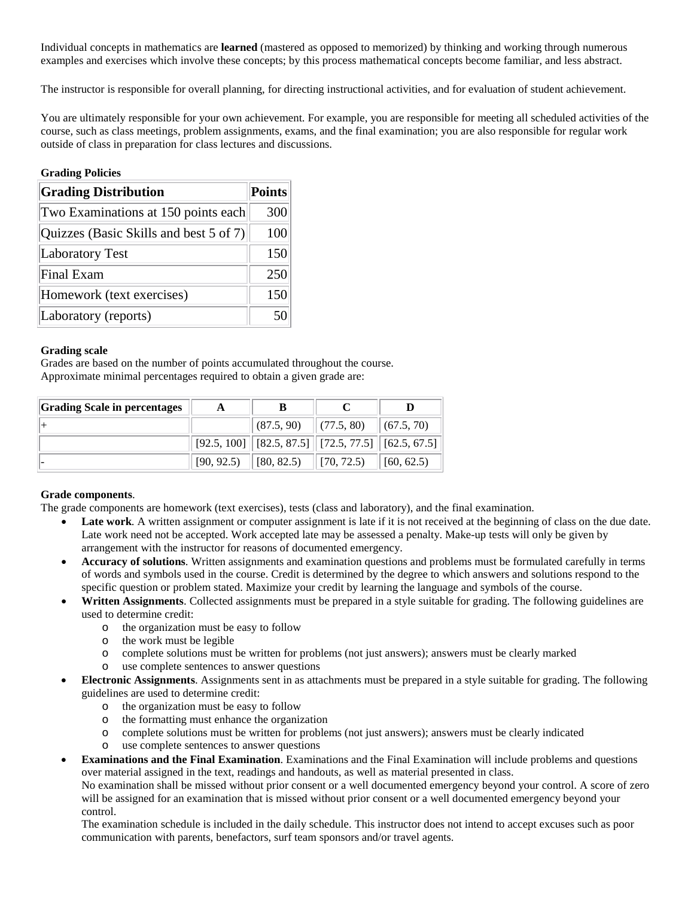Individual concepts in mathematics are **learned** (mastered as opposed to memorized) by thinking and working through numerous examples and exercises which involve these concepts; by this process mathematical concepts become familiar, and less abstract.

The instructor is responsible for overall planning, for directing instructional activities, and for evaluation of student achievement.

You are ultimately responsible for your own achievement. For example, you are responsible for meeting all scheduled activities of the course, such as class meetings, problem assignments, exams, and the final examination; you are also responsible for regular work outside of class in preparation for class lectures and discussions.

**Grading Policies**

| Grading Distribution | Points |
|---|---|
| Two Examinations at 150 points each | 300 |
| Quizzes (Basic Skills and best 5 of 7) | 100 |
| Laboratory Test | 150 |
| Final Exam | 250 |
| Homework (text exercises) | 150 |
| Laboratory (reports) | 50 |

**Grading scale**
Grades are based on the number of points accumulated throughout the course.
Approximate minimal percentages required to obtain a given grade are:

| Grading Scale in percentages | A | B | C | D |
|---|---|---|---|---|
| + | | (87.5, 90) | (77.5, 80) | (67.5, 70) |
| | [92.5, 100] | [82.5, 87.5] | [72.5, 77.5] | [62.5, 67.5] |
| - | [90, 92.5) | [80, 82.5) | [70, 72.5) | [60, 62.5) |

**Grade components**.
The grade components are homework (text exercises), tests (class and laboratory), and the final examination.

- **Late work**. A written assignment or computer assignment is late if it is not received at the beginning of class on the due date. Late work need not be accepted. Work accepted late may be assessed a penalty. Make-up tests will only be given by arrangement with the instructor for reasons of documented emergency.
- **Accuracy of solutions**. Written assignments and examination questions and problems must be formulated carefully in terms of words and symbols used in the course. Credit is determined by the degree to which answers and solutions respond to the specific question or problem stated. Maximize your credit by learning the language and symbols of the course.
- **Written Assignments**. Collected assignments must be prepared in a style suitable for grading. The following guidelines are used to determine credit:
  - the organization must be easy to follow
  - the work must be legible
  - complete solutions must be written for problems (not just answers); answers must be clearly marked
  - use complete sentences to answer questions
- **Electronic Assignments**. Assignments sent in as attachments must be prepared in a style suitable for grading. The following guidelines are used to determine credit:
  - the organization must be easy to follow
  - the formatting must enhance the organization
  - complete solutions must be written for problems (not just answers); answers must be clearly indicated
  - use complete sentences to answer questions
- **Examinations and the Final Examination**. Examinations and the Final Examination will include problems and questions over material assigned in the text, readings and handouts, as well as material presented in class.
  No examination shall be missed without prior consent or a well documented emergency beyond your control. A score of zero will be assigned for an examination that is missed without prior consent or a well documented emergency beyond your control.
  The examination schedule is included in the daily schedule. This instructor does not intend to accept excuses such as poor communication with parents, benefactors, surf team sponsors and/or travel agents.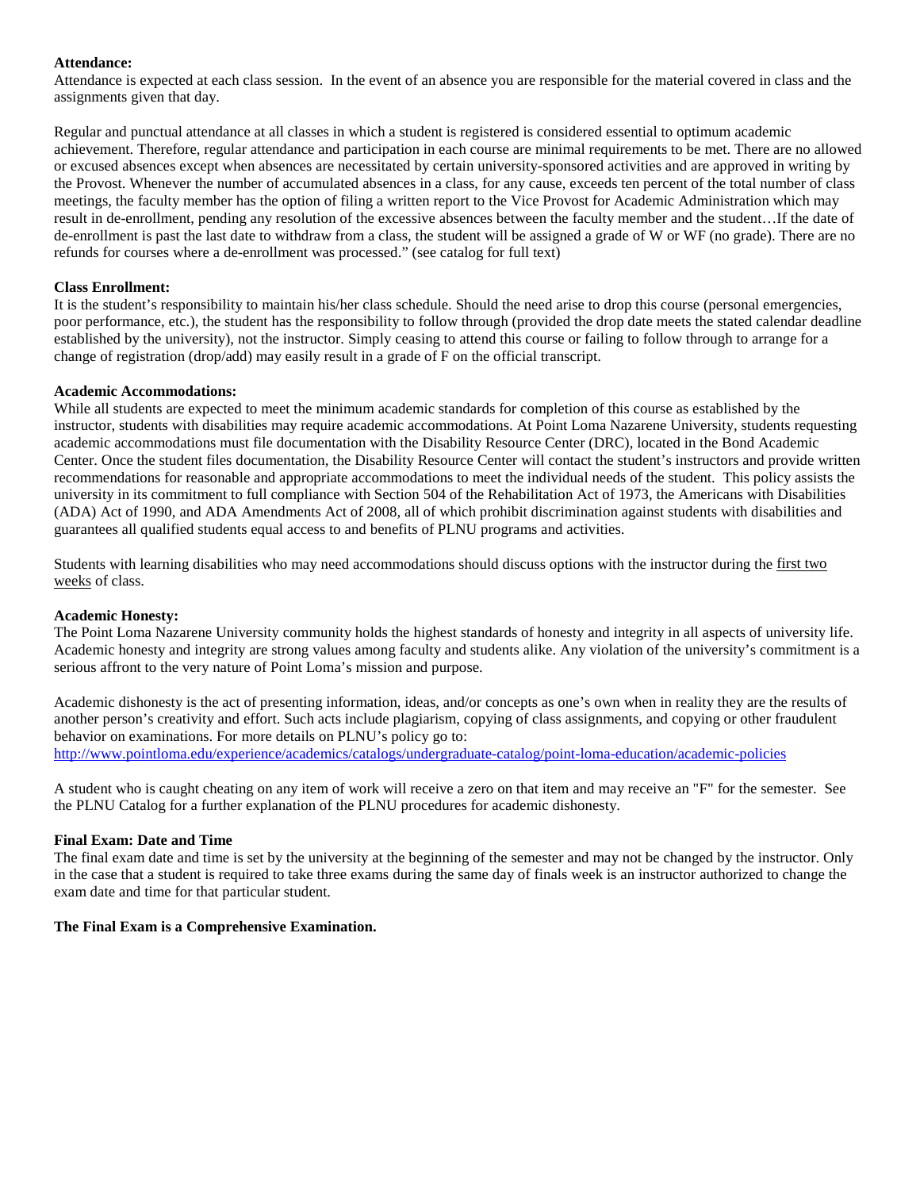**Attendance:**
Attendance is expected at each class session. In the event of an absence you are responsible for the material covered in class and the assignments given that day.

Regular and punctual attendance at all classes in which a student is registered is considered essential to optimum academic achievement. Therefore, regular attendance and participation in each course are minimal requirements to be met. There are no allowed or excused absences except when absences are necessitated by certain university-sponsored activities and are approved in writing by the Provost. Whenever the number of accumulated absences in a class, for any cause, exceeds ten percent of the total number of class meetings, the faculty member has the option of filing a written report to the Vice Provost for Academic Administration which may result in de-enrollment, pending any resolution of the excessive absences between the faculty member and the student…If the date of de-enrollment is past the last date to withdraw from a class, the student will be assigned a grade of W or WF (no grade). There are no refunds for courses where a de-enrollment was processed." (see catalog for full text)

**Class Enrollment:**
It is the student's responsibility to maintain his/her class schedule. Should the need arise to drop this course (personal emergencies, poor performance, etc.), the student has the responsibility to follow through (provided the drop date meets the stated calendar deadline established by the university), not the instructor. Simply ceasing to attend this course or failing to follow through to arrange for a change of registration (drop/add) may easily result in a grade of F on the official transcript.

**Academic Accommodations:**
While all students are expected to meet the minimum academic standards for completion of this course as established by the instructor, students with disabilities may require academic accommodations. At Point Loma Nazarene University, students requesting academic accommodations must file documentation with the Disability Resource Center (DRC), located in the Bond Academic Center. Once the student files documentation, the Disability Resource Center will contact the student's instructors and provide written recommendations for reasonable and appropriate accommodations to meet the individual needs of the student. This policy assists the university in its commitment to full compliance with Section 504 of the Rehabilitation Act of 1973, the Americans with Disabilities (ADA) Act of 1990, and ADA Amendments Act of 2008, all of which prohibit discrimination against students with disabilities and guarantees all qualified students equal access to and benefits of PLNU programs and activities.

Students with learning disabilities who may need accommodations should discuss options with the instructor during the first two weeks of class.

**Academic Honesty:**
The Point Loma Nazarene University community holds the highest standards of honesty and integrity in all aspects of university life. Academic honesty and integrity are strong values among faculty and students alike. Any violation of the university's commitment is a serious affront to the very nature of Point Loma's mission and purpose.

Academic dishonesty is the act of presenting information, ideas, and/or concepts as one's own when in reality they are the results of another person's creativity and effort. Such acts include plagiarism, copying of class assignments, and copying or other fraudulent behavior on examinations. For more details on PLNU's policy go to:
http://www.pointloma.edu/experience/academics/catalogs/undergraduate-catalog/point-loma-education/academic-policies

A student who is caught cheating on any item of work will receive a zero on that item and may receive an "F" for the semester. See the PLNU Catalog for a further explanation of the PLNU procedures for academic dishonesty.

**Final Exam: Date and Time**
The final exam date and time is set by the university at the beginning of the semester and may not be changed by the instructor. Only in the case that a student is required to take three exams during the same day of finals week is an instructor authorized to change the exam date and time for that particular student.

**The Final Exam is a Comprehensive Examination.**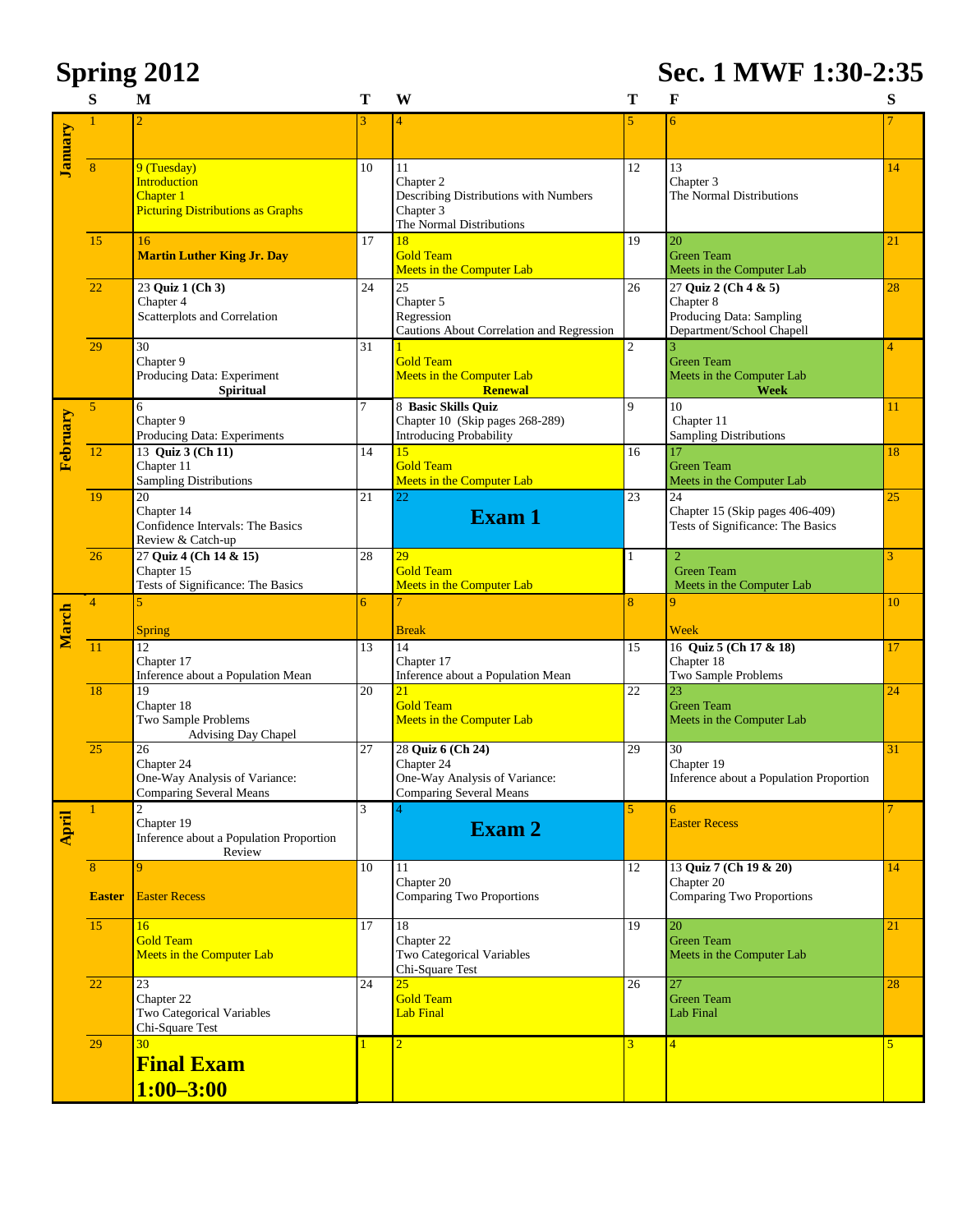# Spring 2012

# Sec. 1 MWF 1:30-2:35

| Month | S | M | T | W | T | F | S |
|---|---|---|---|---|---|---|---|
| January | 1 | 2 | 3 | 4 | 5 | 6 | 7 |
| | 8 | 9 (Tuesday) Introduction Chapter 1 Picturing Distributions as Graphs | 10 | 11 Chapter 2 Describing Distributions with Numbers Chapter 3 The Normal Distributions | 12 | 13 Chapter 3 The Normal Distributions | 14 |
| | 15 | 16 **Martin Luther King Jr. Day** | 17 | 18 Gold Team Meets in the Computer Lab | 19 | 20 Green Team Meets in the Computer Lab | 21 |
| | 22 | 23 **Quiz 1 (Ch 3)** Chapter 4 Scatterplots and Correlation | 24 | 25 Chapter 5 Regression Cautions About Correlation and Regression | 26 | 27 **Quiz 2 (Ch 4 & 5)** Chapter 8 Producing Data: Sampling Department/School Chapell | 28 |
| | 29 | 30 Chapter 9 Producing Data: Experiment **Spiritual** | 31 | 1 Gold Team Meets in the Computer Lab **Renewal** | 2 | 3 Green Team Meets in the Computer Lab **Week** | 4 |
| February | 5 | 6 Chapter 9 Producing Data: Experiments | 7 | 8 **Basic Skills Quiz** Chapter 10 (Skip pages 268-289) Introducing Probability | 9 | 10 Chapter 11 Sampling Distributions | 11 |
| | 12 | 13 **Quiz 3 (Ch 11)** Chapter 11 Sampling Distributions | 14 | 15 Gold Team Meets in the Computer Lab | 16 | 17 Green Team Meets in the Computer Lab | 18 |
| | 19 | 20 Chapter 14 Confidence Intervals: The Basics Review & Catch-up | 21 | 22 **Exam 1** | 23 | 24 Chapter 15 (Skip pages 406-409) Tests of Significance: The Basics | 25 |
| | 26 | 27 **Quiz 4 (Ch 14 & 15)** Chapter 15 Tests of Significance: The Basics | 28 | 29 Gold Team Meets in the Computer Lab | 1 | 2 Green Team Meets in the Computer Lab | 3 |
| March | 4 | 5 Spring | 6 | 7 Break | 8 | 9 Week | 10 |
| | 11 | 12 Chapter 17 Inference about a Population Mean | 13 | 14 Chapter 17 Inference about a Population Mean | 15 | 16 **Quiz 5 (Ch 17 & 18)** Chapter 18 Two Sample Problems | 17 |
| | 18 | 19 Chapter 18 Two Sample Problems Advising Day Chapel | 20 | 21 Gold Team Meets in the Computer Lab | 22 | 23 Green Team Meets in the Computer Lab | 24 |
| | 25 | 26 Chapter 24 One-Way Analysis of Variance: Comparing Several Means | 27 | 28 **Quiz 6 (Ch 24)** Chapter 24 One-Way Analysis of Variance: Comparing Several Means | 29 | 30 Chapter 19 Inference about a Population Proportion | 31 |
| April | 1 | 2 Chapter 19 Inference about a Population Proportion Review | 3 | 4 **Exam 2** | 5 | 6 Easter Recess | 7 |
| | 8 **Easter** | 9 Easter Recess | 10 | 11 Chapter 20 Comparing Two Proportions | 12 | 13 **Quiz 7 (Ch 19 & 20)** Chapter 20 Comparing Two Proportions | 14 |
| | 15 | 16 Gold Team Meets in the Computer Lab | 17 | 18 Chapter 22 Two Categorical Variables Chi-Square Test | 19 | 20 Green Team Meets in the Computer Lab | 21 |
| | 22 | 23 Chapter 22 Two Categorical Variables Chi-Square Test | 24 | 25 Gold Team Lab Final | 26 | 27 Green Team Lab Final | 28 |
| | 29 | 30 **Final Exam 1:00–3:00** | 1 | 2 | 3 | 4 | 5 |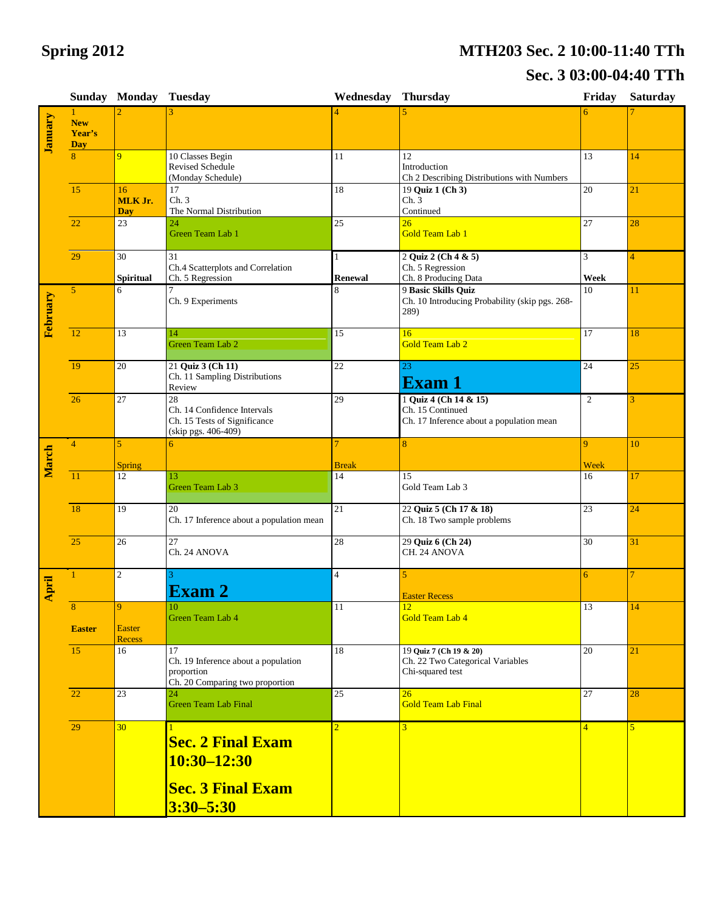# Spring 2012

## MTH203 Sec. 2 10:00-11:40 TTh
## Sec. 3 03:00-04:40 TTh

| | Sunday | Monday | Tuesday | Wednesday | Thursday | Friday | Saturday |
|---|---|---|---|---|---|---|---|
| **January** | 1 **New Year's Day** | 2 | 3 | 4 | 5 | 6 | 7 |
| | 8 | 9 | 10 Classes Begin Revised Schedule (Monday Schedule) | 11 | 12 Introduction Ch 2 Describing Distributions with Numbers | 13 | 14 |
| | 15 | 16 **MLK Jr. Day** | 17 Ch. 3 The Normal Distribution | 18 | 19 **Quiz 1 (Ch 3)** Ch. 3 Continued | 20 | 21 |
| | 22 | 23 | 24 Green Team Lab 1 | 25 | 26 Gold Team Lab 1 | 27 | 28 |
| | 29 | 30 **Spiritual** | 31 Ch.4 Scatterplots and Correlation Ch. 5 Regression | 1 **Renewal** | 2 **Quiz 2 (Ch 4 & 5)** Ch. 5 Regression Ch. 8 Producing Data | 3 **Week** | 4 |
| **February** | 5 | 6 | 7 Ch. 9 Experiments | 8 | 9 **Basic Skills Quiz** Ch. 10 Introducing Probability (skip pgs. 268-289) | 10 | 11 |
| | 12 | 13 | 14 Green Team Lab 2 | 15 | 16 Gold Team Lab 2 | 17 | 18 |
| | 19 | 20 | 21 **Quiz 3 (Ch 11)** Ch. 11 Sampling Distributions Review | 22 | 23 **Exam 1** | 24 | 25 |
| | 26 | 27 | 28 Ch. 14 Confidence Intervals Ch. 15 Tests of Significance (skip pgs. 406-409) | 29 | 1 **Quiz 4 (Ch 14 & 15)** Ch. 15 Continued Ch. 17 Inference about a population mean | 2 | 3 |
| **March** | 4 | 5 Spring | 6 | 7 Break | 8 | 9 Week | 10 |
| | 11 | 12 | 13 Green Team Lab 3 | 14 | 15 Gold Team Lab 3 | 16 | 17 |
| | 18 | 19 | 20 Ch. 17 Inference about a population mean | 21 | 22 **Quiz 5 (Ch 17 & 18)** Ch. 18 Two sample problems | 23 | 24 |
| | 25 | 26 | 27 Ch. 24 ANOVA | 28 | 29 **Quiz 6 (Ch 24)** CH. 24 ANOVA | 30 | 31 |
| **April** | 1 | 2 | 3 **Exam 2** | 4 | 5 Easter Recess | 6 | 7 |
| | 8 **Easter** | 9 Easter Recess | 10 Green Team Lab 4 | 11 | 12 Gold Team Lab 4 | 13 | 14 |
| | 15 | 16 | 17 Ch. 19 Inference about a population proportion Ch. 20 Comparing two proportion | 18 | 19 **Quiz 7 (Ch 19 & 20)** Ch. 22 Two Categorical Variables Chi-squared test | 20 | 21 |
| | 22 | 23 | 24 Green Team Lab Final | 25 | 26 Gold Team Lab Final | 27 | 28 |
| | 29 | 30 | 1 **Sec. 2 Final Exam 10:30–12:30** **Sec. 3 Final Exam 3:30–5:30** | 2 | 3 | 4 | 5 |